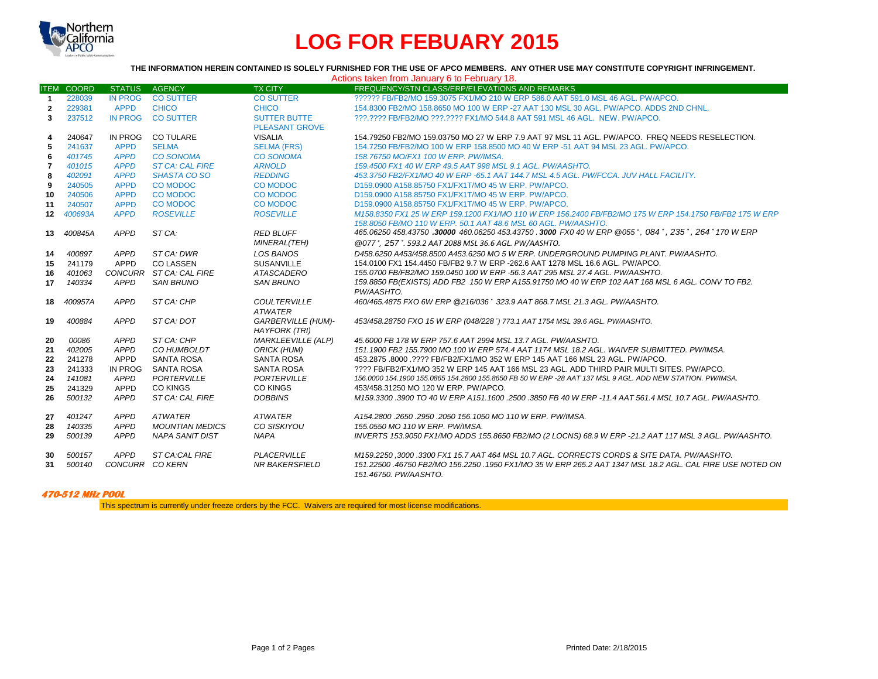# LOG FOR FEBUARY 2015

**THE INFORMATION HEREIN CONTAINED IS SOLELY FURNISHED FOR THE USE OF APCO MEMBERS. ANY OTHER USE MAY CONSTITUTE COPYRIGHT INFRINGEMENT.**

Actions taken from January 6 to February 18.

| ITEM | COORD | STATUS | AGENCY | TX CITY | FREQUENCY/STN CLASS/ERP/ELEVATIONS AND REMARKS |
|---|---|---|---|---|---|
| 1 | 228039 | IN PROG | CO SUTTER | CO SUTTER | ?????? FB/FB2/MO 159.3075 FX1/MO 210 W ERP 586.0 AAT 591.0 MSL 46 AGL. PW/APCO. |
| 2 | 229381 | APPD | CHICO | CHICO | 154.8300 FB2/MO 158.8650 MO 100 W ERP -27 AAT 130 MSL 30 AGL. PW/APCO. ADDS 2ND CHNL. |
| 3 | 237512 | IN PROG | CO SUTTER | SUTTER BUTTE PLEASANT GROVE | ???.???? FB/FB2/MO ???.???? FX1/MO 544.8 AAT 591 MSL 46 AGL. NEW. PW/APCO. |
| 4 | 240647 | IN PROG | CO TULARE | VISALIA | 154.79250 FB2/MO 159.03750 MO 27 W ERP 7.9 AAT 97 MSL 11 AGL. PW/APCO. FREQ NEEDS RESELECTION. |
| 5 | 241637 | APPD | SELMA | SELMA (FRS) | 154.7250 FB/FB2/MO 100 W ERP 158.8500 MO 40 W ERP -51 AAT 94 MSL 23 AGL. PW/APCO. |
| 6 | *401745* | *APPD* | *CO SONOMA* | *CO SONOMA* | *158.76750 MO/FX1 100 W ERP. PW/IMSA.* |
| 7 | *401015* | *APPD* | *ST CA: CAL FIRE* | *ARNOLD* | *159.4500 FX1 40 W ERP 49.5 AAT 998 MSL 9.1 AGL. PW/AASHTO.* |
| 8 | *402091* | *APPD* | *SHASTA CO SO* | *REDDING* | *453.3750 FB2/FX1/MO 40 W ERP -65.1 AAT 144.7 MSL 4.5 AGL. PW/FCCA. JUV HALL FACILITY.* |
| 9 | 240505 | APPD | CO MODOC | CO MODOC | D159.0900 A158.85750 FX1/FX1T/MO 45 W ERP. PW/APCO. |
| 10 | 240506 | APPD | CO MODOC | CO MODOC | D159.0900 A158.85750 FX1/FX1T/MO 45 W ERP. PW/APCO. |
| 11 | 240507 | APPD | CO MODOC | CO MODOC | D159.0900 A158.85750 FX1/FX1T/MO 45 W ERP. PW/APCO. |
| 12 | *400693A* | *APPD* | *ROSEVILLE* | *ROSEVILLE* | *M158.8350 FX1 25 W ERP 159.1200 FX1/MO 110 W ERP 156.2400 FB/FB2/MO 175 W ERP 154.1750 FB/FB2 175 W ERP 158.8050 FB/MO 110 W ERP. 50.1 AAT 48.6 MSL 60 AGL. PW/AASHTO.* |
| 13 | *400845A* | *APPD* | *ST CA:* | *RED BLUFF MINERAL(TEH)* | *465.06250 458.43750 **.30000** 460.06250 453.43750 . **3000** FX0 40 W ERP @055˚, 084˚, 235˚, 264˚170 W ERP @077˚, 257˚. 593.2 AAT 2088 MSL 36.6 AGL. PW/AASHTO.* |
| 14 | *400897* | *APPD* | *ST CA: DWR* | *LOS BANOS* | *D458.6250 A453/458.8500 A453.6250 MO 5 W ERP. UNDERGROUND PUMPING PLANT. PW/AASHTO.* |
| 15 | 241179 | APPD | CO LASSEN | SUSANVILLE | 154.0100 FX1 154.4450 FB/FB2 9.7 W ERP -262.6 AAT 1278 MSL 16.6 AGL. PW/APCO. |
| 16 | *401063* | *CONCURR* | *ST CA: CAL FIRE* | *ATASCADERO* | *155.0700 FB/FB2/MO 159.0450 100 W ERP -56.3 AAT 295 MSL 27.4 AGL. PW/AASHTO.* |
| 17 | *140334* | *APPD* | *SAN BRUNO* | *SAN BRUNO* | *159.8850 FB(EXISTS) ADD FB2 150 W ERP A155.91750 MO 40 W ERP 102 AAT 168 MSL 6 AGL. CONV TO FB2. PW/AASHTO.* |
| 18 | *400957A* | *APPD* | *ST CA: CHP* | *COULTERVILLE ATWATER* | *460/465.4875 FXO 6W ERP @216/036˚ 323.9 AAT 868.7 MSL 21.3 AGL. PW/AASHTO.* |
| 19 | *400884* | *APPD* | *ST CA: DOT* | *GARBERVILLE (HUM)- HAYFORK (TRI)* | *453/458.28750 FXO 15 W ERP (048/228˚) 773.1 AAT 1754 MSL 39.6 AGL. PW/AASHTO.* |
| 20 | *00086* | *APPD* | *ST CA: CHP* | *MARKLEEVILLE (ALP)* | *45.6000 FB 178 W ERP 757.6 AAT 2994 MSL 13.7 AGL. PW/AASHTO.* |
| 21 | *402005* | *APPD* | *CO HUMBOLDT* | *ORICK (HUM)* | *151.1900 FB2 155.7900 MO 100 W ERP 574.4 AAT 1174 MSL 18.2 AGL. WAIVER SUBMITTED. PW/IMSA.* |
| 22 | 241278 | APPD | SANTA ROSA | SANTA ROSA | 453.2875 .8000 .???? FB/FB2/FX1/MO 352 W ERP 145 AAT 166 MSL 23 AGL. PW/APCO. |
| 23 | 241333 | IN PROG | SANTA ROSA | SANTA ROSA | ???? FB/FB2/FX1/MO 352 W ERP 145 AAT 166 MSL 23 AGL. ADD THIRD PAIR MULTI SITES. PW/APCO. |
| 24 | *141081* | *APPD* | *PORTERVILLE* | *PORTERVILLE* | *156.0000 154.1900 155.0865 154.2800 155.8650 FB 50 W ERP -28 AAT 137 MSL 9 AGL. ADD NEW STATION. PW/IMSA.* |
| 25 | 241329 | APPD | CO KINGS | CO KINGS | 453/458.31250 MO 120 W ERP. PW/APCO. |
| 26 | *500132* | *APPD* | *ST CA: CAL FIRE* | *DOBBINS* | *M159.3300 .3900 TO 40 W ERP A151.1600 .2500 .3850 FB 40 W ERP -11.4 AAT 561.4 MSL 10.7 AGL. PW/AASHTO.* |
| 27 | *401247* | *APPD* | *ATWATER* | *ATWATER* | *A154.2800 .2650 .2950 .2050 156.1050 MO 110 W ERP. PW/IMSA.* |
| 28 | *140335* | *APPD* | *MOUNTIAN MEDICS* | *CO SISKIYOU* | *155.0550 MO 110 W ERP. PW/IMSA.* |
| 29 | *500139* | *APPD* | *NAPA SANIT DIST* | *NAPA* | *INVERTS 153.9050 FX1/MO ADDS 155.8650 FB2/MO (2 LOCNS) 68.9 W ERP -21.2 AAT 117 MSL 3 AGL. PW/AASHTO.* |
| 30 | *500157* | *APPD* | *ST CA:CAL FIRE* | *PLACERVILLE* | *M159.2250 ,3000 .3300 FX1 15.7 AAT 464 MSL 10.7 AGL. CORRECTS CORDS & SITE DATA. PW/AASHTO.* |
| 31 | *500140* | *CONCURR* | *CO KERN* | *NR BAKERSFIELD* | *151.22500 .46750 FB2/MO 156.2250 .1950 FX1/MO 35 W ERP 265.2 AAT 1347 MSL 18.2 AGL. CAL FIRE USE NOTED ON 151.46750. PW/AASHTO.* |

***470-512 MHz POOL***

This spectrum is currently under freeze orders by the FCC. Waivers are required for most license modifications.

Printed Date: 2/18/2015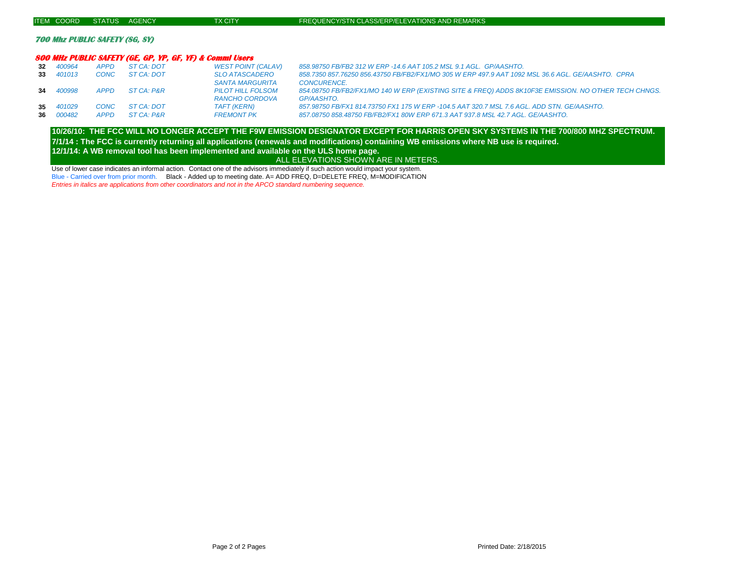| ITEM | COORD | STATUS | AGENCY | TX CITY | FREQUENCY/STN CLASS/ERP/ELEVATIONS AND REMARKS |
|---|---|---|---|---|---|
| ***700 Mhz PUBLIC SAFETY (SG, SY)*** | | | | | |
| ***800 MHz PUBLIC SAFETY (GE, GP, YP, GF, YF) & Comml Users*** | | | | | |
| **32** | *400964* | *APPD* | *ST CA: DOT* | *WEST POINT (CALAV)* | *858.98750 FB/FB2 312 W ERP -14.6 AAT 105.2 MSL 9.1 AGL. GP/AASHTO.* |
| **33** | *401013* | *CONC* | *ST CA: DOT* | *SLO ATASCADERO SANTA MARGURITA* | *858.7350 857.76250 856.43750 FB/FB2/FX1/MO 305 W ERP 497.9 AAT 1092 MSL 36.6 AGL. GE/AASHTO. CPRA CONCURENCE.* |
| **34** | *400998* | *APPD* | *ST CA: P&R* | *PILOT HILL FOLSOM RANCHO CORDOVA* | *854.08750 FB/FB2/FX1/MO 140 W ERP (EXISTING SITE & FREQ) ADDS 8K10F3E EMISSION. NO OTHER TECH CHNGS. GP/AASHTO.* |
| **35** | *401029* | *CONC* | *ST CA: DOT* | *TAFT (KERN)* | *857.98750 FB/FX1 814.73750 FX1 175 W ERP -104.5 AAT 320.7 MSL 7.6 AGL. ADD STN. GE/AASHTO.* |
| **36** | *000482* | *APPD* | *ST CA: P&R* | *FREMONT PK* | *857.08750 858.48750 FB/FB2/FX1 80W ERP 671.3 AAT 937.8 MSL 42.7 AGL. GE/AASHTO.* |

**10/26/10: THE FCC WILL NO LONGER ACCEPT THE F9W EMISSION DESIGNATOR EXCEPT FOR HARRIS OPEN SKY SYSTEMS IN THE 700/800 MHZ SPECTRUM.**

**7/1/14 : The FCC is currently returning all applications (renewals and modifications) containing WB emissions where NB use is required.**

**12/1/14: A WB removal tool has been implemented and available on the ULS home page.**

ALL ELEVATIONS SHOWN ARE IN METERS.

Use of lower case indicates an informal action. Contact one of the advisors immediately if such action would impact your system.

Blue - Carried over from prior month. Black - Added up to meeting date. A= ADD FREQ, D=DELETE FREQ, M=MODIFICATION

*Entries in italics are applications from other coordinators and not in the APCO standard numbering sequence.*

Printed Date: 2/18/2015